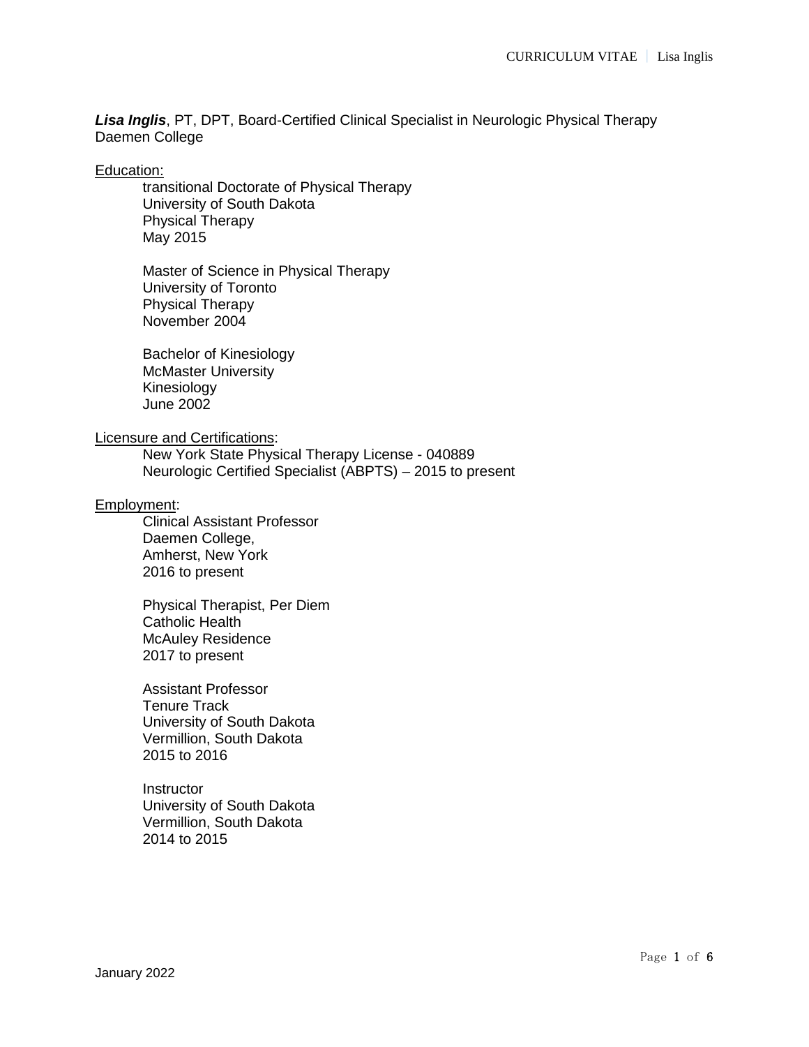***Lisa Inglis***, PT, DPT, Board-Certified Clinical Specialist in Neurologic Physical Therapy
Daemen College

## Education:

transitional Doctorate of Physical Therapy
University of South Dakota
Physical Therapy
May 2015

Master of Science in Physical Therapy
University of Toronto
Physical Therapy
November 2004

Bachelor of Kinesiology
McMaster University
Kinesiology
June 2002

## Licensure and Certifications:

New York State Physical Therapy License - 040889
Neurologic Certified Specialist (ABPTS) – 2015 to present

## Employment:

Clinical Assistant Professor
Daemen College,
Amherst, New York
2016 to present

Physical Therapist, Per Diem
Catholic Health
McAuley Residence
2017 to present

Assistant Professor
Tenure Track
University of South Dakota
Vermillion, South Dakota
2015 to 2016

Instructor
University of South Dakota
Vermillion, South Dakota
2014 to 2015

January 2022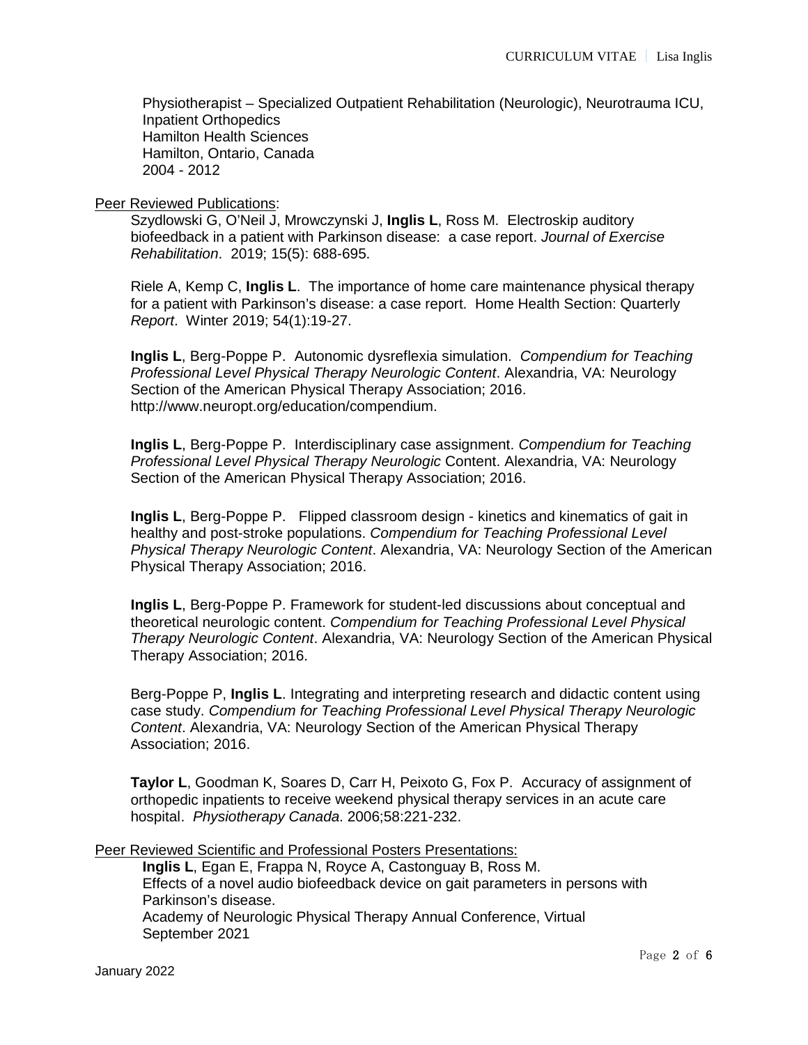Physiotherapist – Specialized Outpatient Rehabilitation (Neurologic), Neurotrauma ICU, Inpatient Orthopedics
Hamilton Health Sciences
Hamilton, Ontario, Canada
2004 - 2012

Peer Reviewed Publications:

Szydlowski G, O'Neil J, Mrowczynski J, **Inglis L**, Ross M. Electroskip auditory biofeedback in a patient with Parkinson disease: a case report. *Journal of Exercise Rehabilitation*. 2019; 15(5): 688-695.

Riele A, Kemp C, **Inglis L**. The importance of home care maintenance physical therapy for a patient with Parkinson's disease: a case report. Home Health Section: Quarterly *Report*. Winter 2019; 54(1):19-27.

**Inglis L**, Berg-Poppe P. Autonomic dysreflexia simulation. *Compendium for Teaching Professional Level Physical Therapy Neurologic Content*. Alexandria, VA: Neurology Section of the American Physical Therapy Association; 2016. http://www.neuropt.org/education/compendium.

**Inglis L**, Berg-Poppe P. Interdisciplinary case assignment. *Compendium for Teaching Professional Level Physical Therapy Neurologic* Content. Alexandria, VA: Neurology Section of the American Physical Therapy Association; 2016.

**Inglis L**, Berg-Poppe P. Flipped classroom design - kinetics and kinematics of gait in healthy and post-stroke populations. *Compendium for Teaching Professional Level Physical Therapy Neurologic Content*. Alexandria, VA: Neurology Section of the American Physical Therapy Association; 2016.

**Inglis L**, Berg-Poppe P. Framework for student-led discussions about conceptual and theoretical neurologic content. *Compendium for Teaching Professional Level Physical Therapy Neurologic Content*. Alexandria, VA: Neurology Section of the American Physical Therapy Association; 2016.

Berg-Poppe P, **Inglis L**. Integrating and interpreting research and didactic content using case study. *Compendium for Teaching Professional Level Physical Therapy Neurologic Content*. Alexandria, VA: Neurology Section of the American Physical Therapy Association; 2016.

**Taylor L**, Goodman K, Soares D, Carr H, Peixoto G, Fox P. Accuracy of assignment of orthopedic inpatients to receive weekend physical therapy services in an acute care hospital. *Physiotherapy Canada*. 2006;58:221-232.

Peer Reviewed Scientific and Professional Posters Presentations:

**Inglis L**, Egan E, Frappa N, Royce A, Castonguay B, Ross M.
Effects of a novel audio biofeedback device on gait parameters in persons with Parkinson's disease.
Academy of Neurologic Physical Therapy Annual Conference, Virtual
September 2021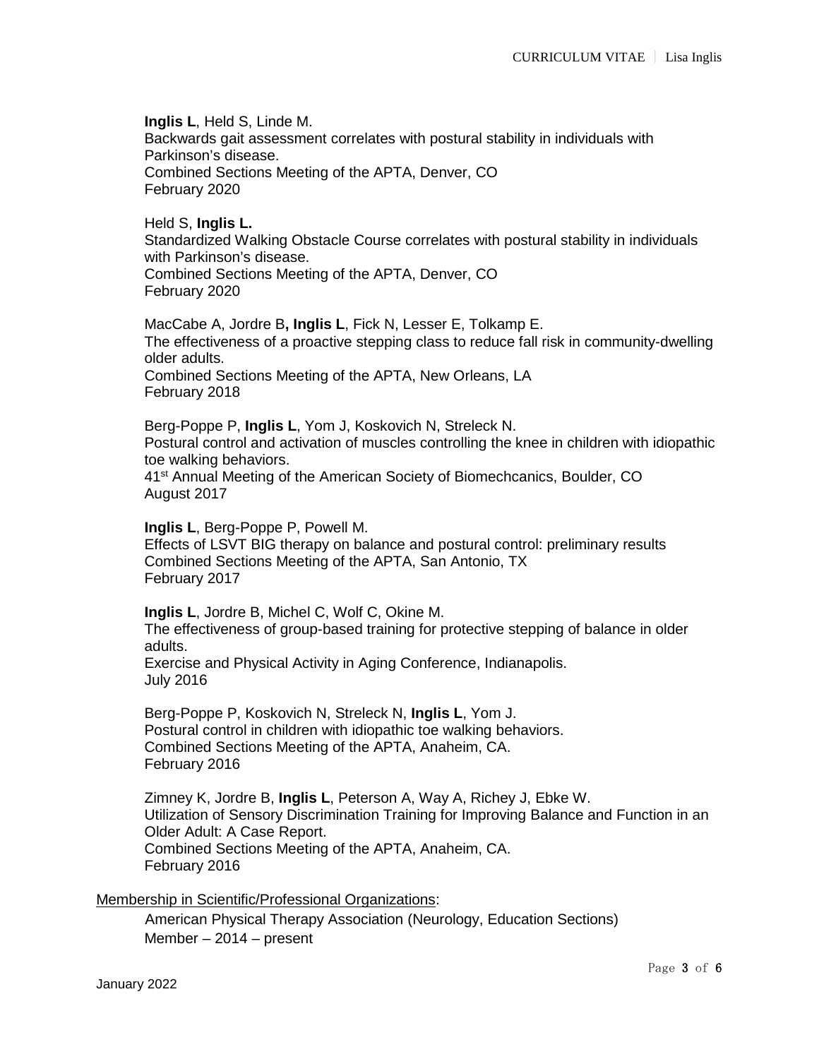**Inglis L**, Held S, Linde M.
Backwards gait assessment correlates with postural stability in individuals with Parkinson's disease.
Combined Sections Meeting of the APTA, Denver, CO
February 2020

Held S, **Inglis L.**
Standardized Walking Obstacle Course correlates with postural stability in individuals with Parkinson's disease.
Combined Sections Meeting of the APTA, Denver, CO
February 2020

MacCabe A, Jordre B**, Inglis L**, Fick N, Lesser E, Tolkamp E.
The effectiveness of a proactive stepping class to reduce fall risk in community-dwelling older adults.
Combined Sections Meeting of the APTA, New Orleans, LA
February 2018

Berg-Poppe P, **Inglis L**, Yom J, Koskovich N, Streleck N.
Postural control and activation of muscles controlling the knee in children with idiopathic toe walking behaviors.
41st Annual Meeting of the American Society of Biomechcanics, Boulder, CO
August 2017

**Inglis L**, Berg-Poppe P, Powell M.
Effects of LSVT BIG therapy on balance and postural control: preliminary results
Combined Sections Meeting of the APTA, San Antonio, TX
February 2017

**Inglis L**, Jordre B, Michel C, Wolf C, Okine M.
The effectiveness of group-based training for protective stepping of balance in older adults.
Exercise and Physical Activity in Aging Conference, Indianapolis.
July 2016

Berg-Poppe P, Koskovich N, Streleck N, **Inglis L**, Yom J.
Postural control in children with idiopathic toe walking behaviors.
Combined Sections Meeting of the APTA, Anaheim, CA.
February 2016

Zimney K, Jordre B, **Inglis L**, Peterson A, Way A, Richey J, Ebke W.
Utilization of Sensory Discrimination Training for Improving Balance and Function in an Older Adult: A Case Report.
Combined Sections Meeting of the APTA, Anaheim, CA.
February 2016

Membership in Scientific/Professional Organizations:

American Physical Therapy Association (Neurology, Education Sections)
Member – 2014 – present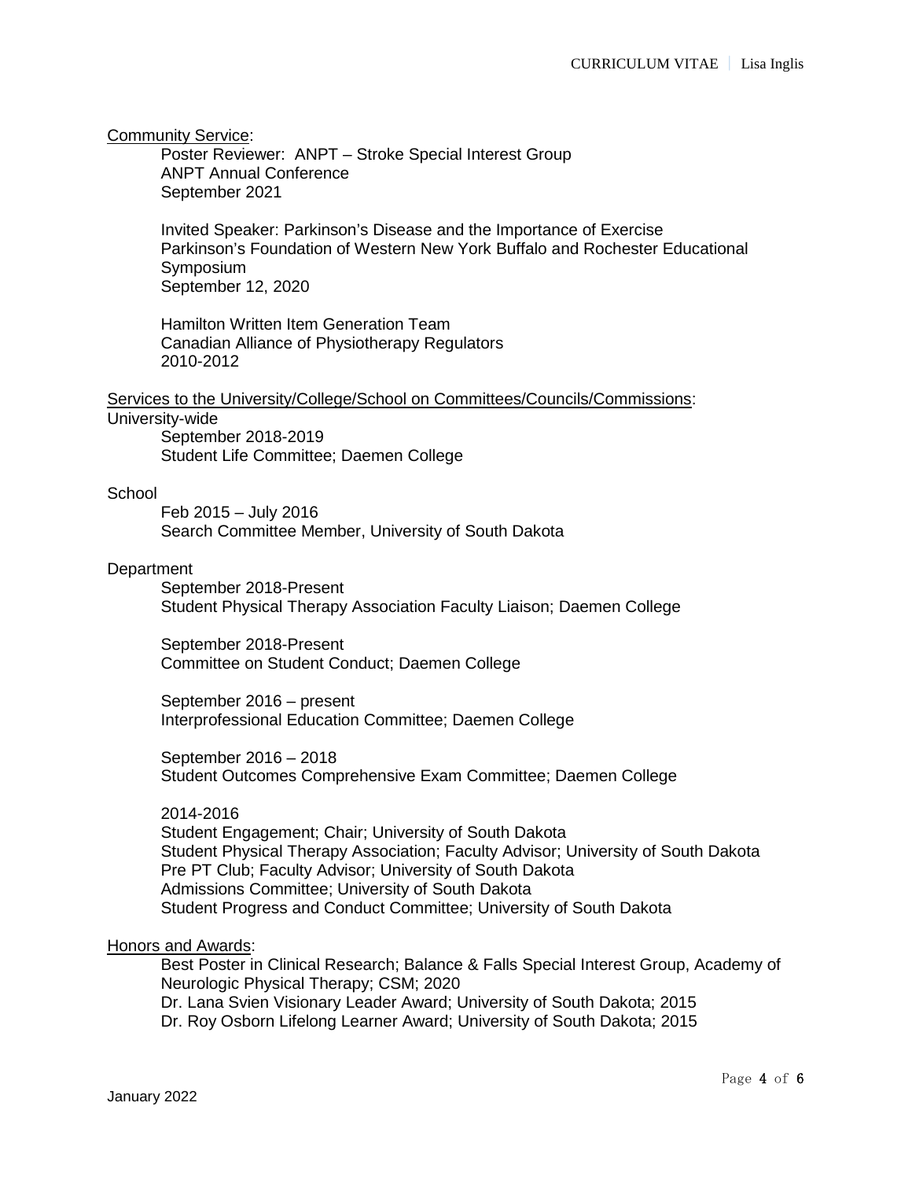Community Service:

Poster Reviewer: ANPT – Stroke Special Interest Group
ANPT Annual Conference
September 2021

Invited Speaker: Parkinson's Disease and the Importance of Exercise
Parkinson's Foundation of Western New York Buffalo and Rochester Educational Symposium
September 12, 2020

Hamilton Written Item Generation Team
Canadian Alliance of Physiotherapy Regulators
2010-2012

Services to the University/College/School on Committees/Councils/Commissions:

University-wide

September 2018-2019
Student Life Committee; Daemen College

School

Feb 2015 – July 2016
Search Committee Member, University of South Dakota

Department

September 2018-Present
Student Physical Therapy Association Faculty Liaison; Daemen College

September 2018-Present
Committee on Student Conduct; Daemen College

September 2016 – present
Interprofessional Education Committee; Daemen College

September 2016 – 2018
Student Outcomes Comprehensive Exam Committee; Daemen College

2014-2016
Student Engagement; Chair; University of South Dakota
Student Physical Therapy Association; Faculty Advisor; University of South Dakota
Pre PT Club; Faculty Advisor; University of South Dakota
Admissions Committee; University of South Dakota
Student Progress and Conduct Committee; University of South Dakota

Honors and Awards:

Best Poster in Clinical Research; Balance & Falls Special Interest Group, Academy of Neurologic Physical Therapy; CSM; 2020
Dr. Lana Svien Visionary Leader Award; University of South Dakota; 2015
Dr. Roy Osborn Lifelong Learner Award; University of South Dakota; 2015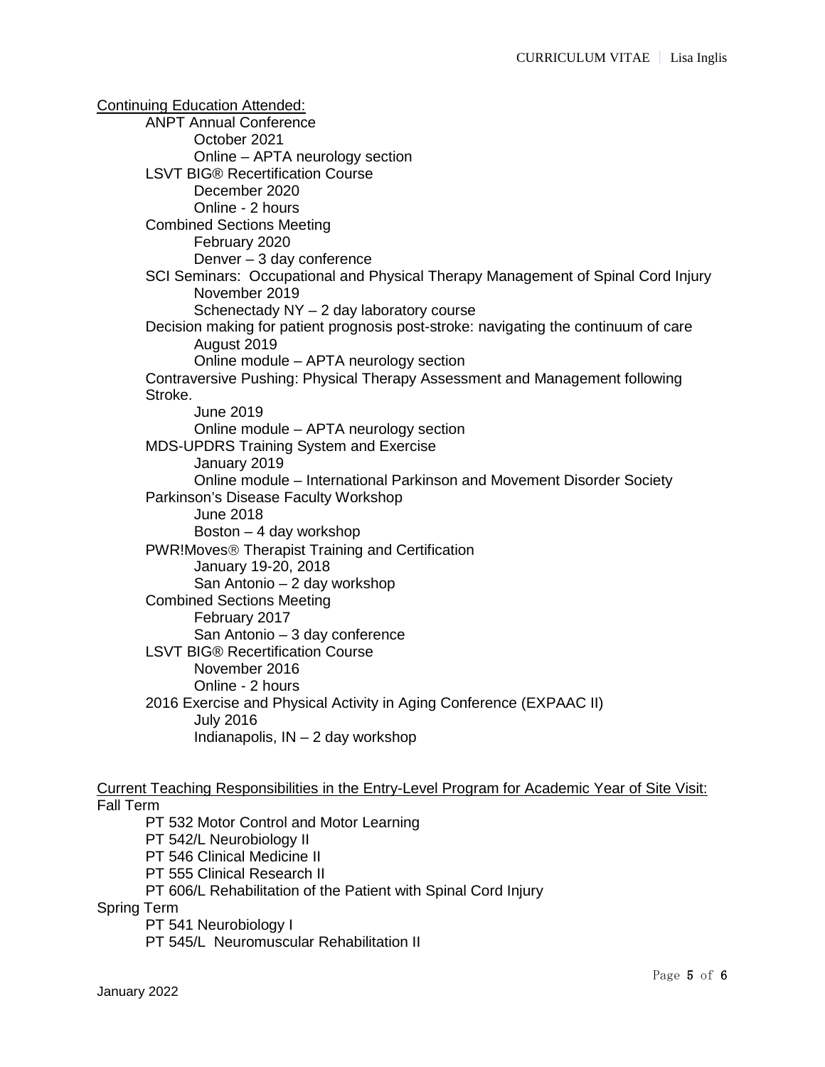Continuing Education Attended:

- ANPT Annual Conference
  - October 2021
  - Online – APTA neurology section
- LSVT BIG® Recertification Course
  - December 2020
  - Online - 2 hours
- Combined Sections Meeting
  - February 2020
  - Denver – 3 day conference
- SCI Seminars: Occupational and Physical Therapy Management of Spinal Cord Injury
  - November 2019
  - Schenectady NY – 2 day laboratory course
- Decision making for patient prognosis post-stroke: navigating the continuum of care
  - August 2019
  - Online module – APTA neurology section
- Contraversive Pushing: Physical Therapy Assessment and Management following Stroke.
  - June 2019
  - Online module – APTA neurology section
- MDS-UPDRS Training System and Exercise
  - January 2019
  - Online module – International Parkinson and Movement Disorder Society
- Parkinson's Disease Faculty Workshop
  - June 2018
  - Boston – 4 day workshop
- PWR!Moves® Therapist Training and Certification
  - January 19-20, 2018
  - San Antonio – 2 day workshop
- Combined Sections Meeting
  - February 2017
  - San Antonio – 3 day conference
- LSVT BIG® Recertification Course
  - November 2016
  - Online - 2 hours
- 2016 Exercise and Physical Activity in Aging Conference (EXPAAC II)
  - July 2016
  - Indianapolis, IN – 2 day workshop

Current Teaching Responsibilities in the Entry-Level Program for Academic Year of Site Visit:

Fall Term

- PT 532 Motor Control and Motor Learning
- PT 542/L Neurobiology II
- PT 546 Clinical Medicine II
- PT 555 Clinical Research II
- PT 606/L Rehabilitation of the Patient with Spinal Cord Injury

Spring Term

- PT 541 Neurobiology I
- PT 545/L Neuromuscular Rehabilitation II

January 2022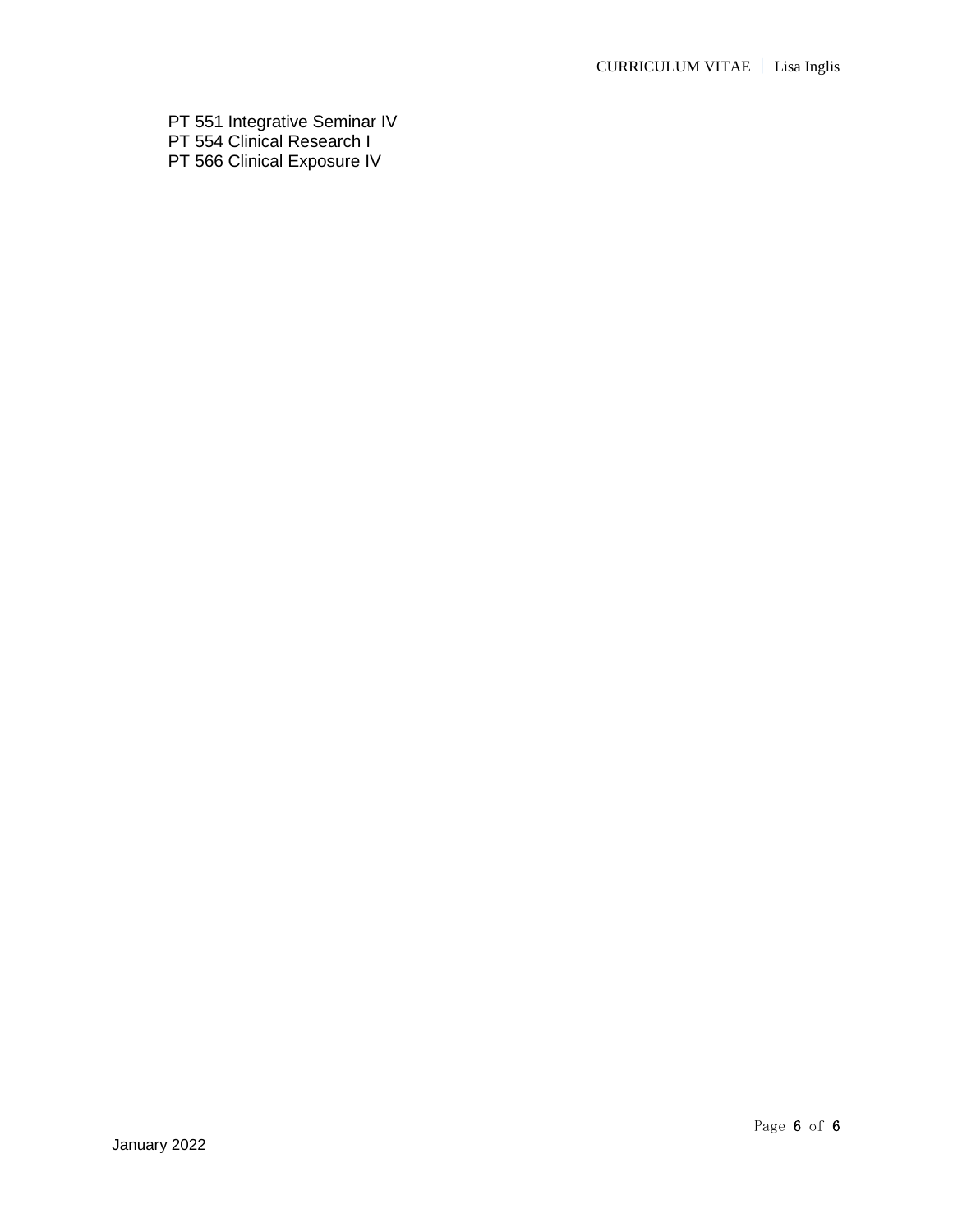PT 551 Integrative Seminar IV
PT 554 Clinical Research I
PT 566 Clinical Exposure IV